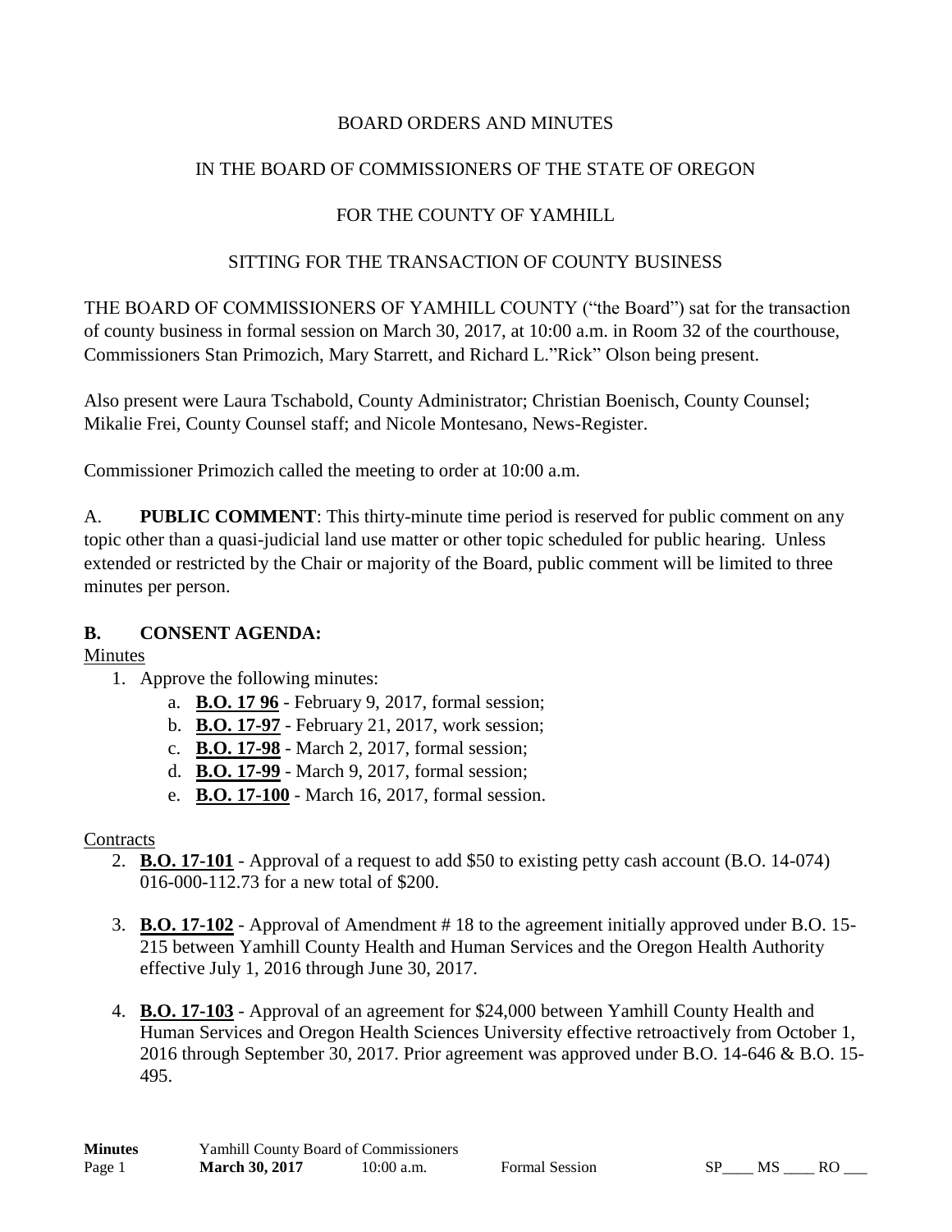BOARD ORDERS AND MINUTES

IN THE BOARD OF COMMISSIONERS OF THE STATE OF OREGON

FOR THE COUNTY OF YAMHILL

SITTING FOR THE TRANSACTION OF COUNTY BUSINESS

THE BOARD OF COMMISSIONERS OF YAMHILL COUNTY ("the Board") sat for the transaction of county business in formal session on March 30, 2017, at 10:00 a.m. in Room 32 of the courthouse, Commissioners Stan Primozich, Mary Starrett, and Richard L."Rick" Olson being present.

Also present were Laura Tschabold, County Administrator; Christian Boenisch, County Counsel; Mikalie Frei, County Counsel staff; and Nicole Montesano, News-Register.

Commissioner Primozich called the meeting to order at 10:00 a.m.

A. **PUBLIC COMMENT**: This thirty-minute time period is reserved for public comment on any topic other than a quasi-judicial land use matter or other topic scheduled for public hearing. Unless extended or restricted by the Chair or majority of the Board, public comment will be limited to three minutes per person.

**B. CONSENT AGENDA:**

Minutes

1. Approve the following minutes:
    a. **B.O. 17 96** - February 9, 2017, formal session;
    b. **B.O. 17-97** - February 21, 2017, work session;
    c. **B.O. 17-98** - March 2, 2017, formal session;
    d. **B.O. 17-99** - March 9, 2017, formal session;
    e. **B.O. 17-100** - March 16, 2017, formal session.

Contracts

2. **B.O. 17-101** - Approval of a request to add $50 to existing petty cash account (B.O. 14-074) 016-000-112.73 for a new total of $200.

3. **B.O. 17-102** - Approval of Amendment # 18 to the agreement initially approved under B.O. 15-215 between Yamhill County Health and Human Services and the Oregon Health Authority effective July 1, 2016 through June 30, 2017.

4. **B.O. 17-103** - Approval of an agreement for $24,000 between Yamhill County Health and Human Services and Oregon Health Sciences University effective retroactively from October 1, 2016 through September 30, 2017. Prior agreement was approved under B.O. 14-646 & B.O. 15-495.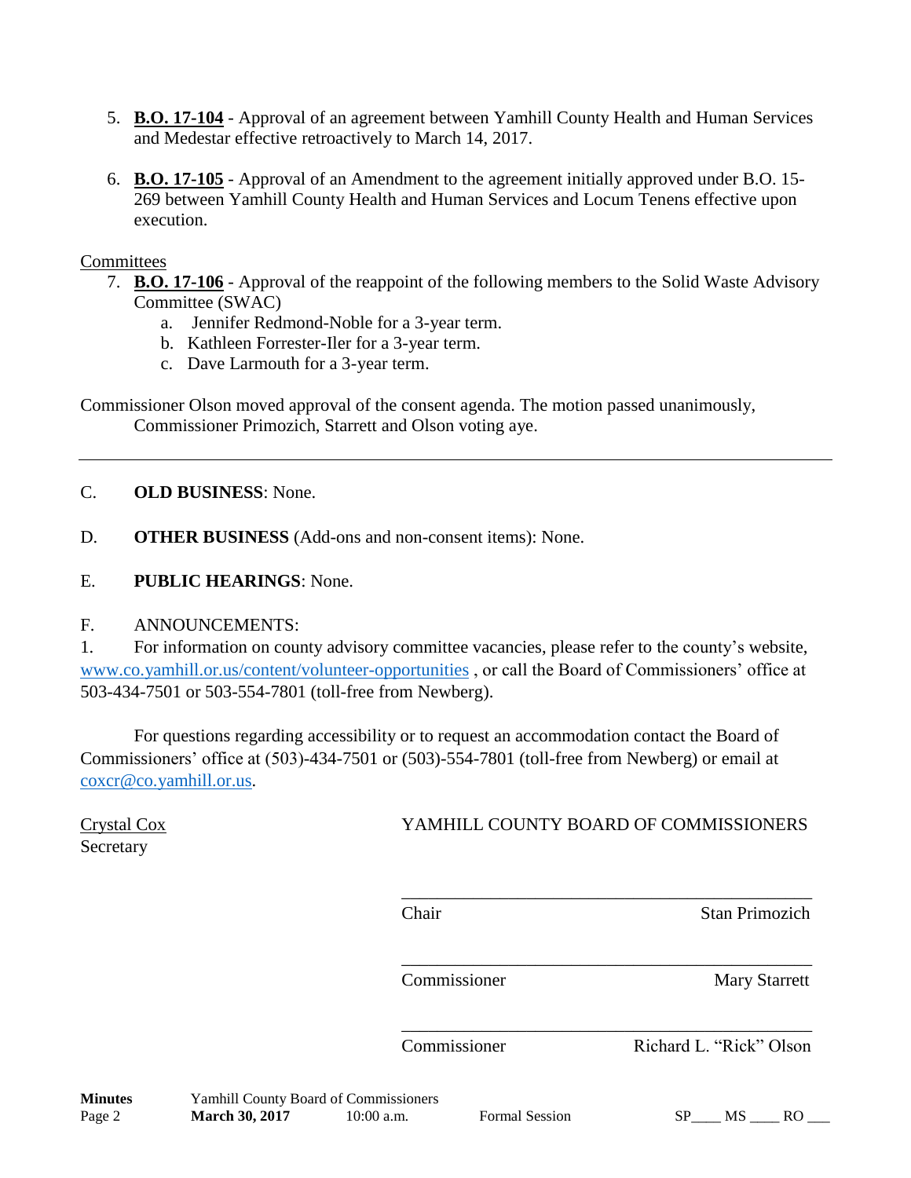5. **B.O. 17-104** - Approval of an agreement between Yamhill County Health and Human Services and Medestar effective retroactively to March 14, 2017.

6. **B.O. 17-105** - Approval of an Amendment to the agreement initially approved under B.O. 15-269 between Yamhill County Health and Human Services and Locum Tenens effective upon execution.

Committees

7. **B.O. 17-106** - Approval of the reappoint of the following members to the Solid Waste Advisory Committee (SWAC)
   a. Jennifer Redmond-Noble for a 3-year term.
   b. Kathleen Forrester-Iler for a 3-year term.
   c. Dave Larmouth for a 3-year term.

Commissioner Olson moved approval of the consent agenda. The motion passed unanimously, Commissioner Primozich, Starrett and Olson voting aye.

---

C. **OLD BUSINESS**: None.

D. **OTHER BUSINESS** (Add-ons and non-consent items): None.

E. **PUBLIC HEARINGS**: None.

F. ANNOUNCEMENTS:

1. For information on county advisory committee vacancies, please refer to the county's website, www.co.yamhill.or.us/content/volunteer-opportunities , or call the Board of Commissioners' office at 503-434-7501 or 503-554-7801 (toll-free from Newberg).

For questions regarding accessibility or to request an accommodation contact the Board of Commissioners' office at (503)-434-7501 or (503)-554-7801 (toll-free from Newberg) or email at coxcr@co.yamhill.or.us.

Crystal Cox
Secretary

YAMHILL COUNTY BOARD OF COMMISSIONERS

\_\_\_\_\_\_\_\_\_\_\_\_\_\_\_\_\_\_\_\_\_\_\_\_\_\_\_\_\_\_\_\_\_\_\_\_\_\_\_\_
Chair Stan Primozich

\_\_\_\_\_\_\_\_\_\_\_\_\_\_\_\_\_\_\_\_\_\_\_\_\_\_\_\_\_\_\_\_\_\_\_\_\_\_\_\_
Commissioner Mary Starrett

\_\_\_\_\_\_\_\_\_\_\_\_\_\_\_\_\_\_\_\_\_\_\_\_\_\_\_\_\_\_\_\_\_\_\_\_\_\_\_\_
Commissioner Richard L. "Rick" Olson